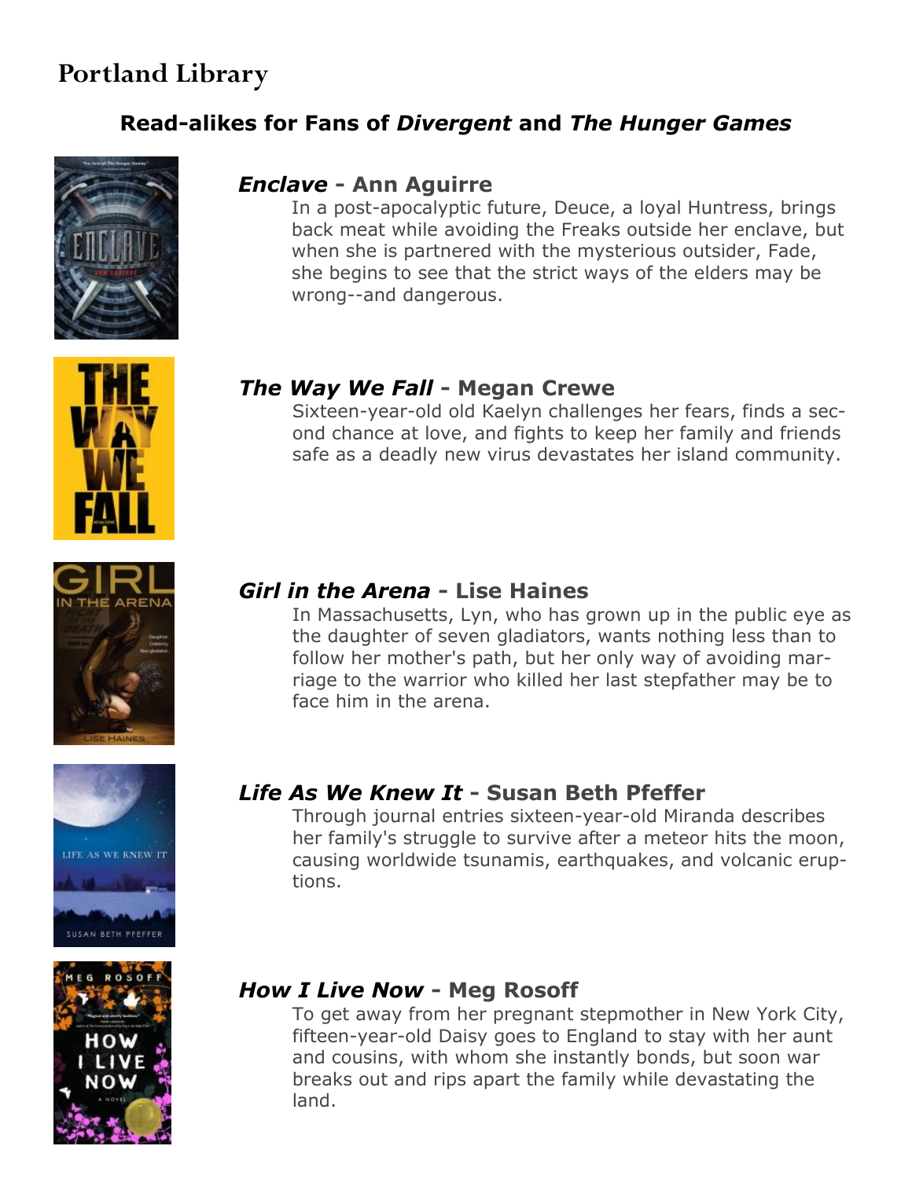# Portland Library

## Read-alikes for Fans of *Divergent* and *The Hunger Games*

### ***Enclave*** - Ann Aguirre

In a post-apocalyptic future, Deuce, a loyal Huntress, brings back meat while avoiding the Freaks outside her enclave, but when she is partnered with the mysterious outsider, Fade, she begins to see that the strict ways of the elders may be wrong--and dangerous.

### ***The Way We Fall*** - Megan Crewe

Sixteen-year-old old Kaelyn challenges her fears, finds a second chance at love, and fights to keep her family and friends safe as a deadly new virus devastates her island community.

### ***Girl in the Arena*** - Lise Haines

In Massachusetts, Lyn, who has grown up in the public eye as the daughter of seven gladiators, wants nothing less than to follow her mother's path, but her only way of avoiding marriage to the warrior who killed her last stepfather may be to face him in the arena.

### ***Life As We Knew It*** - Susan Beth Pfeffer

Through journal entries sixteen-year-old Miranda describes her family's struggle to survive after a meteor hits the moon, causing worldwide tsunamis, earthquakes, and volcanic eruptions.

### ***How I Live Now*** - Meg Rosoff

To get away from her pregnant stepmother in New York City, fifteen-year-old Daisy goes to England to stay with her aunt and cousins, with whom she instantly bonds, but soon war breaks out and rips apart the family while devastating the land.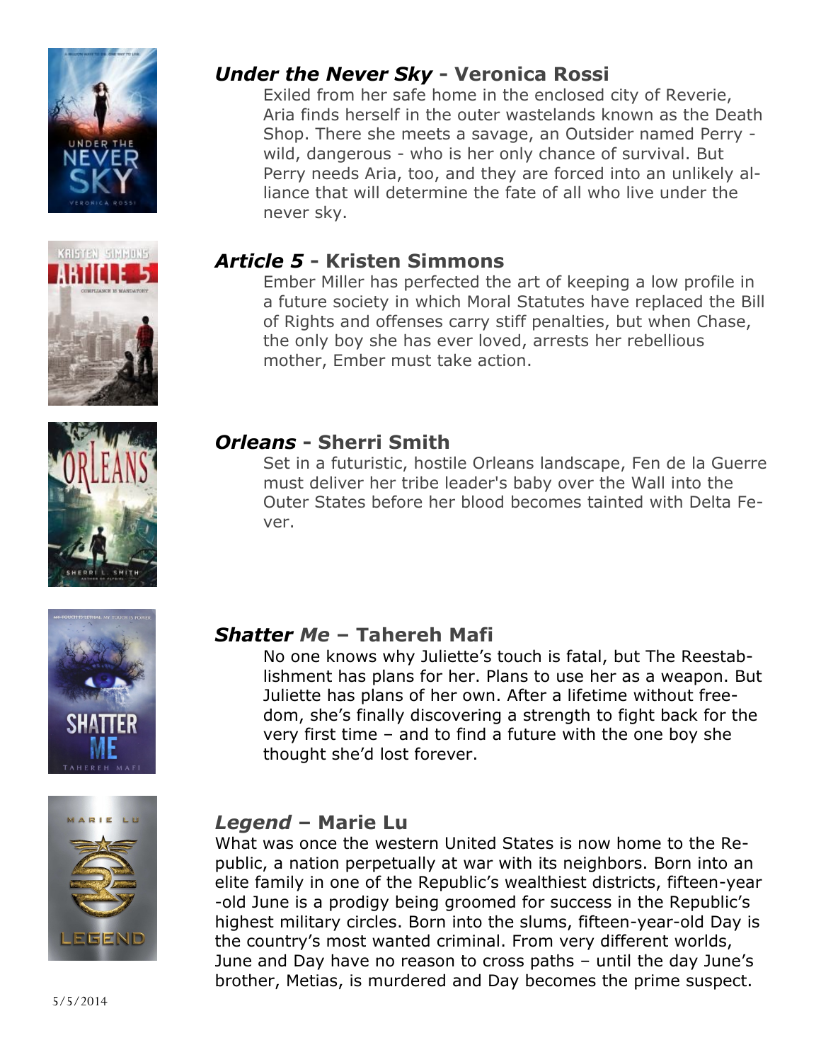### *Under the Never Sky* - Veronica Rossi

Exiled from her safe home in the enclosed city of Reverie, Aria finds herself in the outer wastelands known as the Death Shop. There she meets a savage, an Outsider named Perry - wild, dangerous - who is her only chance of survival. But Perry needs Aria, too, and they are forced into an unlikely alliance that will determine the fate of all who live under the never sky.

### *Article 5* - Kristen Simmons

Ember Miller has perfected the art of keeping a low profile in a future society in which Moral Statutes have replaced the Bill of Rights and offenses carry stiff penalties, but when Chase, the only boy she has ever loved, arrests her rebellious mother, Ember must take action.

### *Orleans* - Sherri Smith

Set in a futuristic, hostile Orleans landscape, Fen de la Guerre must deliver her tribe leader's baby over the Wall into the Outer States before her blood becomes tainted with Delta Fever.

### *Shatter Me* – Tahereh Mafi

No one knows why Juliette's touch is fatal, but The Reestablishment has plans for her. Plans to use her as a weapon. But Juliette has plans of her own. After a lifetime without freedom, she's finally discovering a strength to fight back for the very first time – and to find a future with the one boy she thought she'd lost forever.

### *Legend* – Marie Lu

What was once the western United States is now home to the Republic, a nation perpetually at war with its neighbors. Born into an elite family in one of the Republic's wealthiest districts, fifteen-year-old June is a prodigy being groomed for success in the Republic's highest military circles. Born into the slums, fifteen-year-old Day is the country's most wanted criminal. From very different worlds, June and Day have no reason to cross paths – until the day June's brother, Metias, is murdered and Day becomes the prime suspect.

5/5/2014